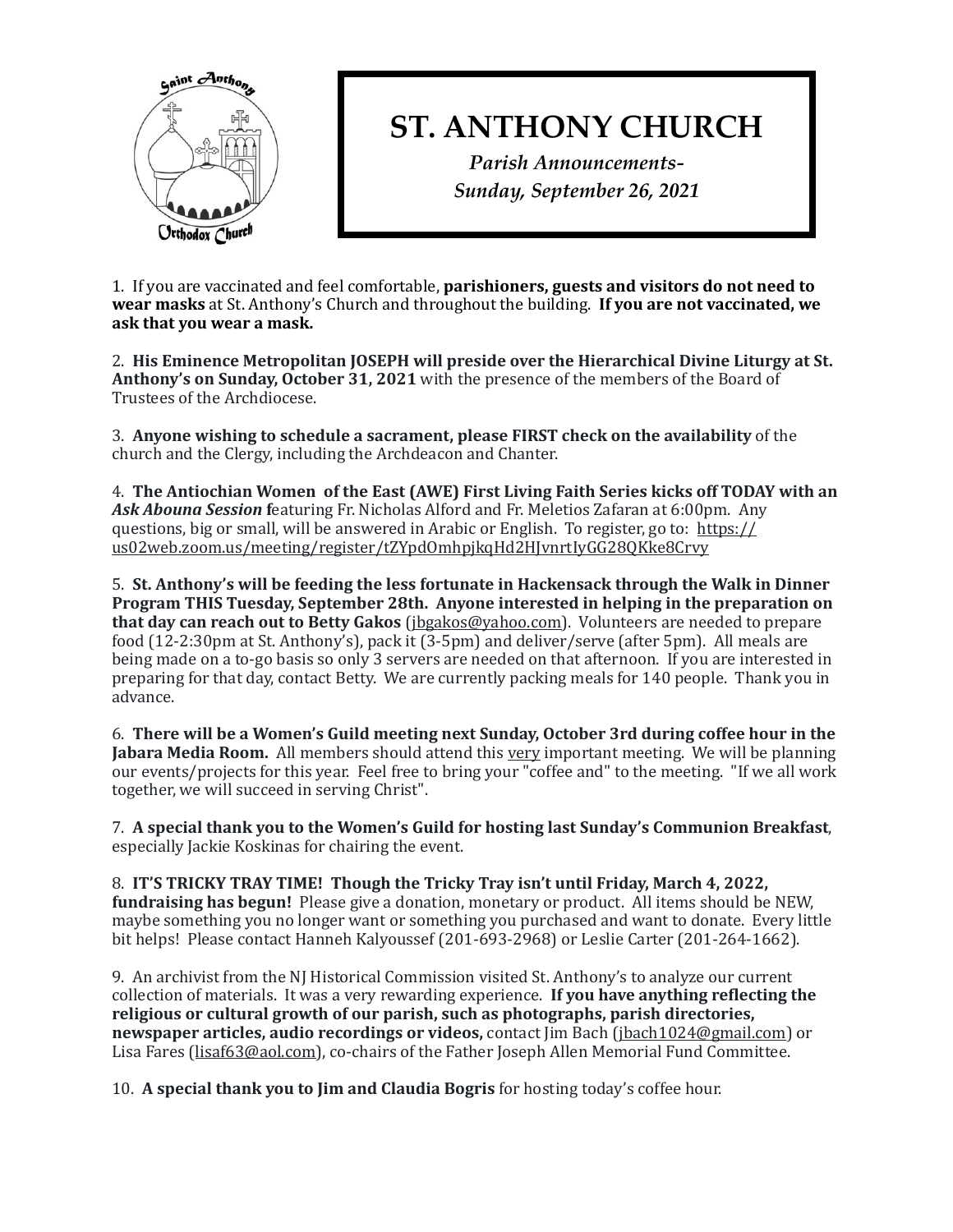# ST. ANTHONY CHURCH

*Parish Announcements-*
*Sunday, September 26, 2021*

1. If you are vaccinated and feel comfortable, **parishioners, guests and visitors do not need to wear masks** at St. Anthony's Church and throughout the building. **If you are not vaccinated, we ask that you wear a mask.**

2. **His Eminence Metropolitan JOSEPH will preside over the Hierarchical Divine Liturgy at St. Anthony's on Sunday, October 31, 2021** with the presence of the members of the Board of Trustees of the Archdiocese.

3. **Anyone wishing to schedule a sacrament, please FIRST check on the availability** of the church and the Clergy, including the Archdeacon and Chanter.

4. **The Antiochian Women of the East (AWE) First Living Faith Series kicks off TODAY with an *Ask Abouna Session* f**eaturing Fr. Nicholas Alford and Fr. Meletios Zafaran at 6:00pm. Any questions, big or small, will be answered in Arabic or English. To register, go to: https://us02web.zoom.us/meeting/register/tZYpdOmhpjkqHd2HJvnrtIyGG28QKke8Crvy

5. **St. Anthony's will be feeding the less fortunate in Hackensack through the Walk in Dinner Program THIS Tuesday, September 28th. Anyone interested in helping in the preparation on that day can reach out to Betty Gakos** (jbgakos@yahoo.com). Volunteers are needed to prepare food (12-2:30pm at St. Anthony's), pack it (3-5pm) and deliver/serve (after 5pm). All meals are being made on a to-go basis so only 3 servers are needed on that afternoon. If you are interested in preparing for that day, contact Betty. We are currently packing meals for 140 people. Thank you in advance.

6. **There will be a Women's Guild meeting next Sunday, October 3rd during coffee hour in the Jabara Media Room.** All members should attend this very important meeting. We will be planning our events/projects for this year. Feel free to bring your "coffee and" to the meeting. "If we all work together, we will succeed in serving Christ".

7. **A special thank you to the Women's Guild for hosting last Sunday's Communion Breakfast**, especially Jackie Koskinas for chairing the event.

8. **IT'S TRICKY TRAY TIME! Though the Tricky Tray isn't until Friday, March 4, 2022, fundraising has begun!** Please give a donation, monetary or product. All items should be NEW, maybe something you no longer want or something you purchased and want to donate. Every little bit helps! Please contact Hanneh Kalyoussef (201-693-2968) or Leslie Carter (201-264-1662).

9. An archivist from the NJ Historical Commission visited St. Anthony's to analyze our current collection of materials. It was a very rewarding experience. **If you have anything reflecting the religious or cultural growth of our parish, such as photographs, parish directories, newspaper articles, audio recordings or videos,** contact Jim Bach (jbach1024@gmail.com) or Lisa Fares (lisaf63@aol.com), co-chairs of the Father Joseph Allen Memorial Fund Committee.

10. **A special thank you to Jim and Claudia Bogris** for hosting today's coffee hour.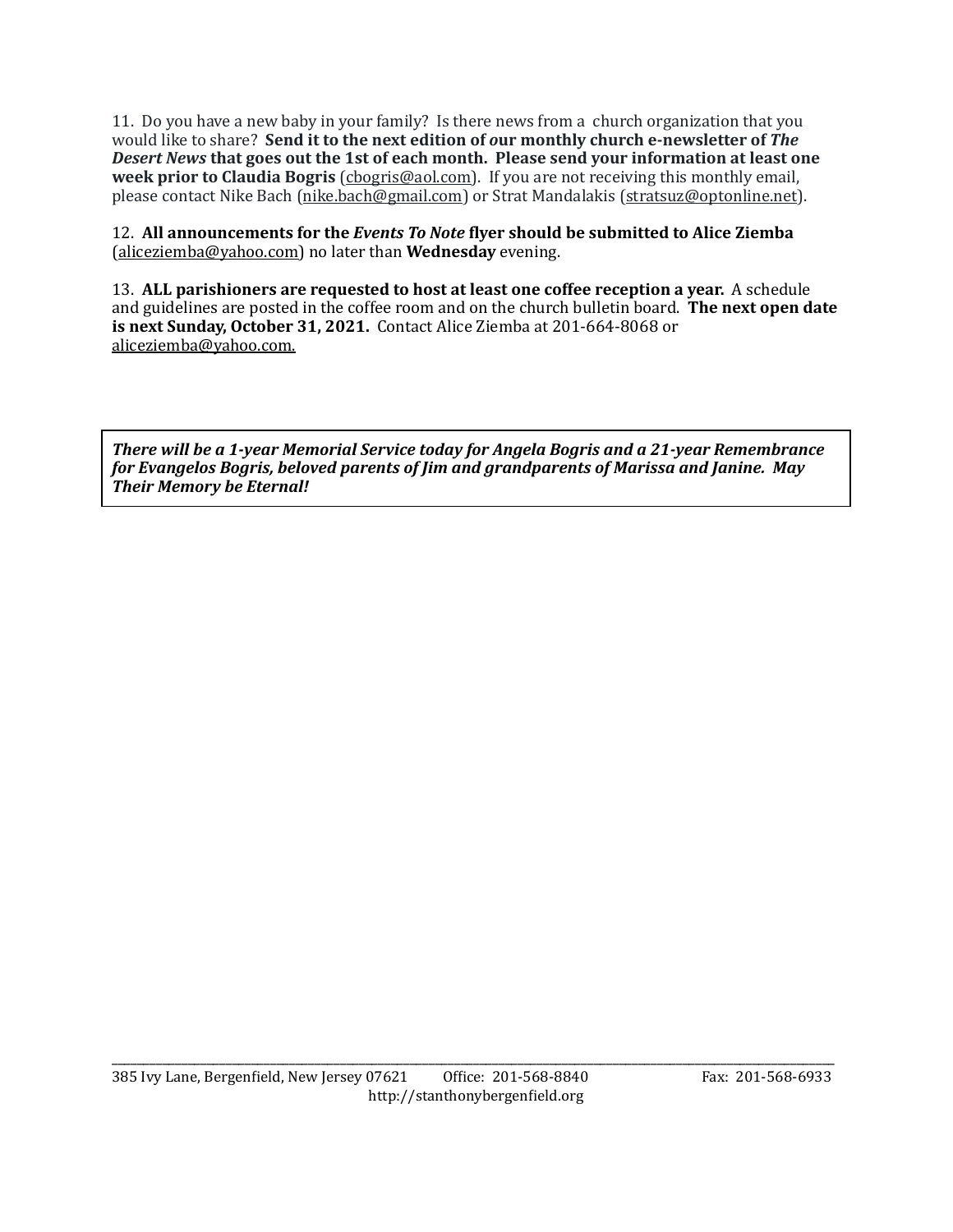11. Do you have a new baby in your family? Is there news from a church organization that you would like to share? **Send it to the next edition of our monthly church e-newsletter of *The Desert News* that goes out the 1st of each month. Please send your information at least one week prior to Claudia Bogris** (cbogris@aol.com). If you are not receiving this monthly email, please contact Nike Bach (nike.bach@gmail.com) or Strat Mandalakis (stratsuz@optonline.net).

12. **All announcements for the *Events To Note* flyer should be submitted to Alice Ziemba** (aliceziemba@yahoo.com) no later than **Wednesday** evening.

13. **ALL parishioners are requested to host at least one coffee reception a year.** A schedule and guidelines are posted in the coffee room and on the church bulletin board. **The next open date is next Sunday, October 31, 2021.** Contact Alice Ziemba at 201-664-8068 or aliceziemba@yahoo.com.

***There will be a 1-year Memorial Service today for Angela Bogris and a 21-year Remembrance for Evangelos Bogris, beloved parents of Jim and grandparents of Marissa and Janine. May Their Memory be Eternal!***